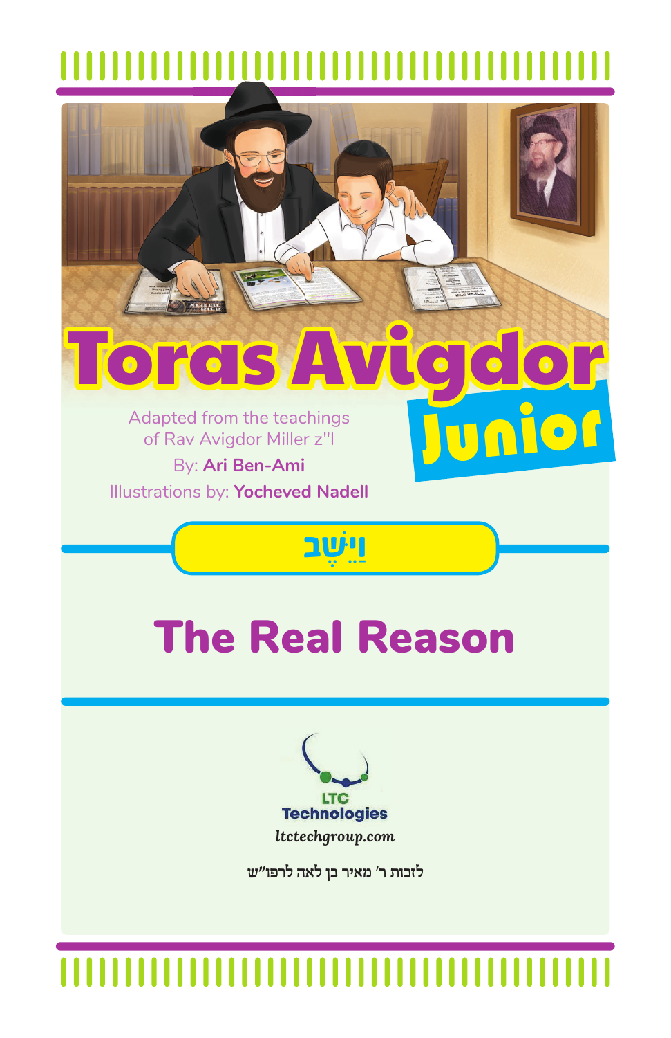# Toras Avigdor Junior

Adapted from the teachings of Rav Avigdor Miller z"l

By: **Ari Ben-Ami**

Illustrations by: **Yocheved Nadell**

## וַיֵּשֶׁב

# The Real Reason

LTC Technologies

*ltctechgroup.com*

לזכות ר׳ מאיר בן לאה לרפו"ש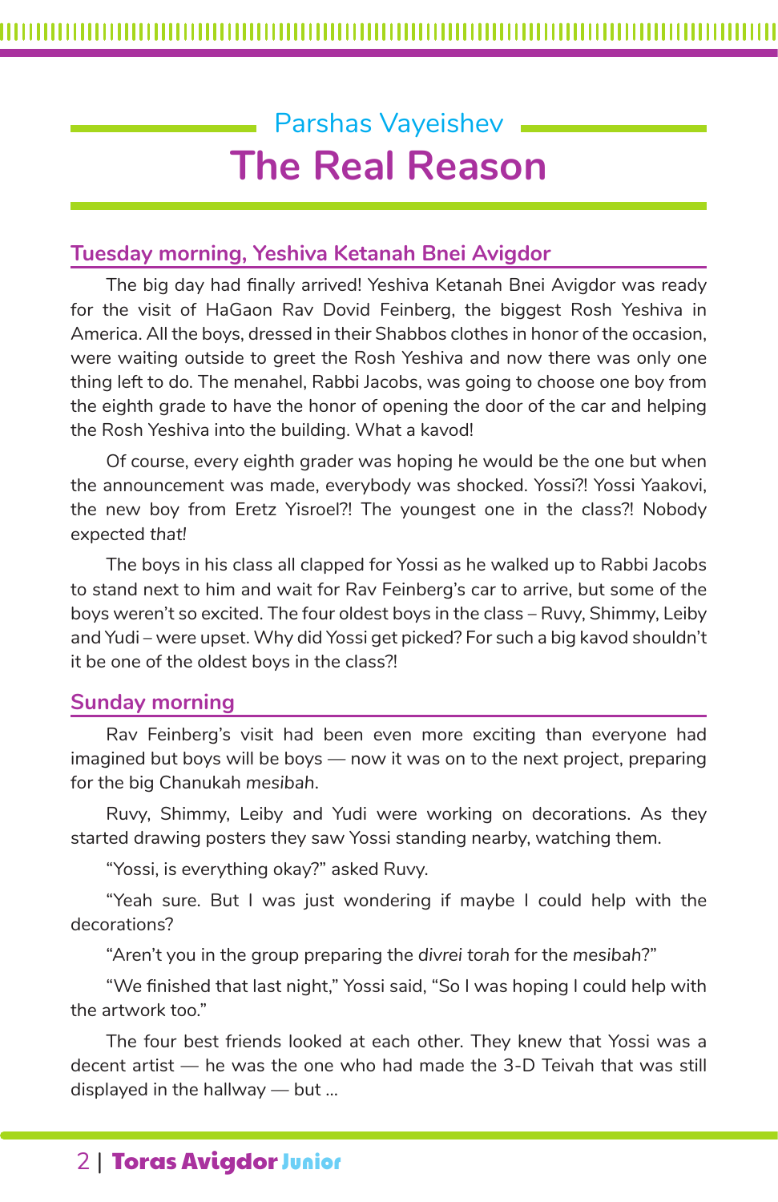## Parshas Vayeishev

# The Real Reason

### Tuesday morning, Yeshiva Ketanah Bnei Avigdor

The big day had finally arrived! Yeshiva Ketanah Bnei Avigdor was ready for the visit of HaGaon Rav Dovid Feinberg, the biggest Rosh Yeshiva in America. All the boys, dressed in their Shabbos clothes in honor of the occasion, were waiting outside to greet the Rosh Yeshiva and now there was only one thing left to do. The menahel, Rabbi Jacobs, was going to choose one boy from the eighth grade to have the honor of opening the door of the car and helping the Rosh Yeshiva into the building. What a kavod!

Of course, every eighth grader was hoping he would be the one but when the announcement was made, everybody was shocked. Yossi?! Yossi Yaakovi, the new boy from Eretz Yisroel?! The youngest one in the class?! Nobody expected *that!*

The boys in his class all clapped for Yossi as he walked up to Rabbi Jacobs to stand next to him and wait for Rav Feinberg's car to arrive, but some of the boys weren't so excited. The four oldest boys in the class – Ruvy, Shimmy, Leiby and Yudi – were upset. Why did Yossi get picked? For such a big kavod shouldn't it be one of the oldest boys in the class?!

### Sunday morning

Rav Feinberg's visit had been even more exciting than everyone had imagined but boys will be boys — now it was on to the next project, preparing for the big Chanukah *mesibah*.

Ruvy, Shimmy, Leiby and Yudi were working on decorations. As they started drawing posters they saw Yossi standing nearby, watching them.

"Yossi, is everything okay?" asked Ruvy.

"Yeah sure. But I was just wondering if maybe I could help with the decorations?

"Aren't you in the group preparing the *divrei torah* for the *mesibah*?"

"We finished that last night," Yossi said, "So I was hoping I could help with the artwork too."

The four best friends looked at each other. They knew that Yossi was a decent artist — he was the one who had made the 3-D Teivah that was still displayed in the hallway — but ...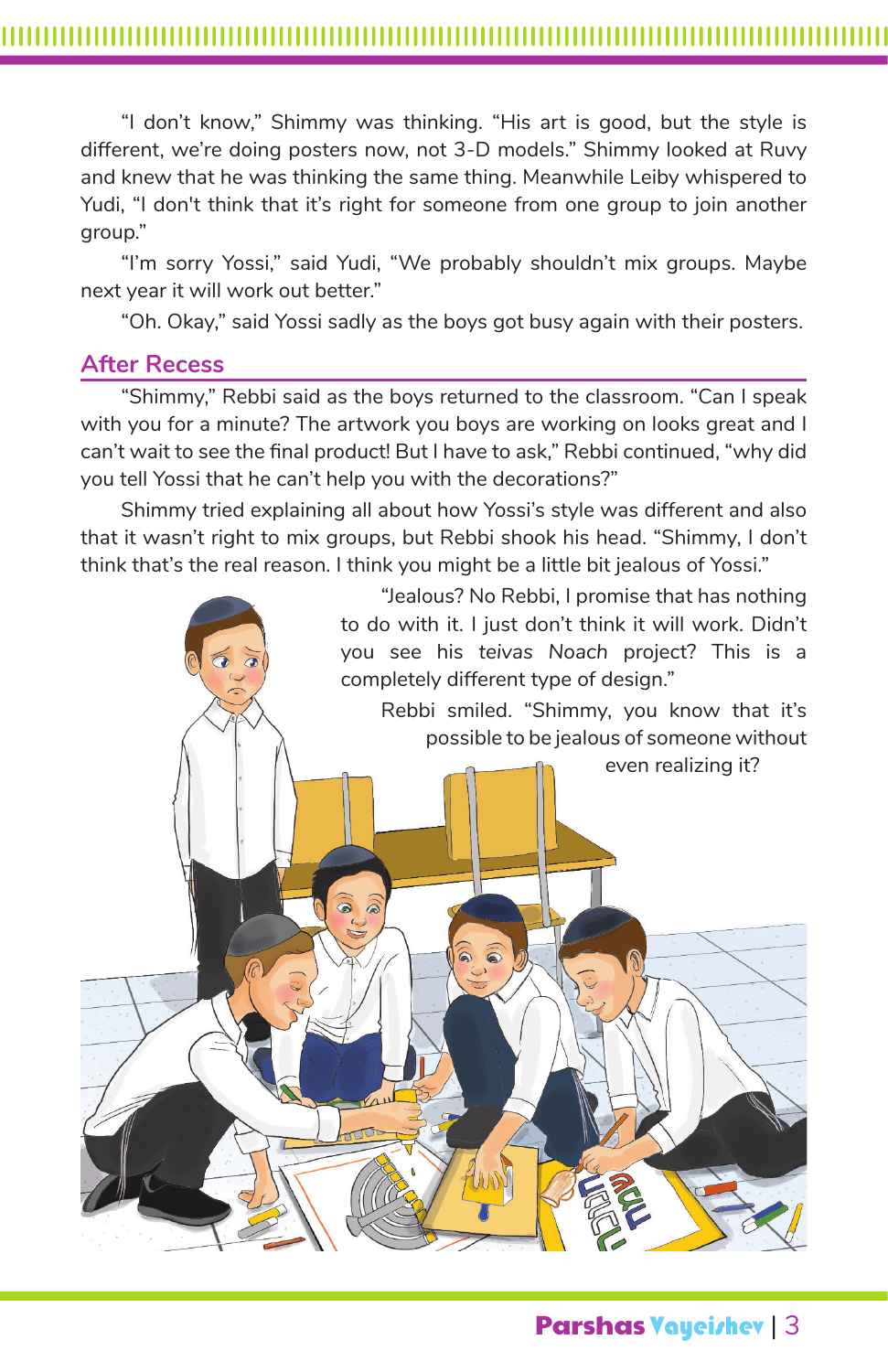"I don't know," Shimmy was thinking. "His art is good, but the style is different, we're doing posters now, not 3-D models." Shimmy looked at Ruvy and knew that he was thinking the same thing. Meanwhile Leiby whispered to Yudi, "I don't think that it's right for someone from one group to join another group."

"I'm sorry Yossi," said Yudi, "We probably shouldn't mix groups. Maybe next year it will work out better."

"Oh. Okay," said Yossi sadly as the boys got busy again with their posters.

## After Recess

"Shimmy," Rebbi said as the boys returned to the classroom. "Can I speak with you for a minute? The artwork you boys are working on looks great and I can't wait to see the final product! But I have to ask," Rebbi continued, "why did you tell Yossi that he can't help you with the decorations?"

Shimmy tried explaining all about how Yossi's style was different and also that it wasn't right to mix groups, but Rebbi shook his head. "Shimmy, I don't think that's the real reason. I think you might be a little bit jealous of Yossi."

"Jealous? No Rebbi, I promise that has nothing to do with it. I just don't think it will work. Didn't you see his *teivas Noach* project? This is a completely different type of design."

Rebbi smiled. "Shimmy, you know that it's possible to be jealous of someone without even realizing it?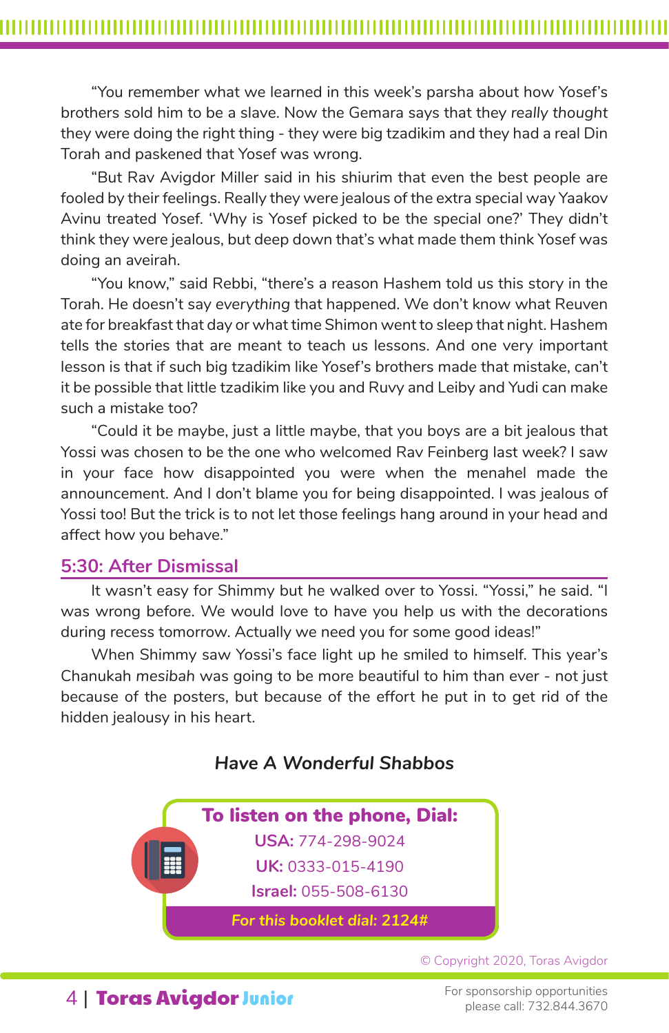"You remember what we learned in this week's parsha about how Yosef's brothers sold him to be a slave. Now the Gemara says that they *really thought* they were doing the right thing - they were big tzadikim and they had a real Din Torah and paskened that Yosef was wrong.

"But Rav Avigdor Miller said in his shiurim that even the best people are fooled by their feelings. Really they were jealous of the extra special way Yaakov Avinu treated Yosef. 'Why is Yosef picked to be the special one?' They didn't think they were jealous, but deep down that's what made them think Yosef was doing an aveirah.

"You know," said Rebbi, "there's a reason Hashem told us this story in the Torah. He doesn't say *everything* that happened. We don't know what Reuven ate for breakfast that day or what time Shimon went to sleep that night. Hashem tells the stories that are meant to teach us lessons. And one very important lesson is that if such big tzadikim like Yosef's brothers made that mistake, can't it be possible that little tzadikim like you and Ruvy and Leiby and Yudi can make such a mistake too?

"Could it be maybe, just a little maybe, that you boys are a bit jealous that Yossi was chosen to be the one who welcomed Rav Feinberg last week? I saw in your face how disappointed you were when the menahel made the announcement. And I don't blame you for being disappointed. I was jealous of Yossi too! But the trick is to not let those feelings hang around in your head and affect how you behave."

## 5:30: After Dismissal

It wasn't easy for Shimmy but he walked over to Yossi. "Yossi," he said. "I was wrong before. We would love to have you help us with the decorations during recess tomorrow. Actually we need you for some good ideas!"

When Shimmy saw Yossi's face light up he smiled to himself. This year's Chanukah *mesibah* was going to be more beautiful to him than ever - not just because of the posters, but because of the effort he put in to get rid of the hidden jealousy in his heart.

***Have A Wonderful Shabbos***

**To listen on the phone, Dial:**

**USA:** 774-298-9024

**UK:** 0333-015-4190

**Israel:** 055-508-6130

***For this booklet dial: 2124#***

© Copyright 2020, Toras Avigdor

For sponsorship opportunities please call: 732.844.3670